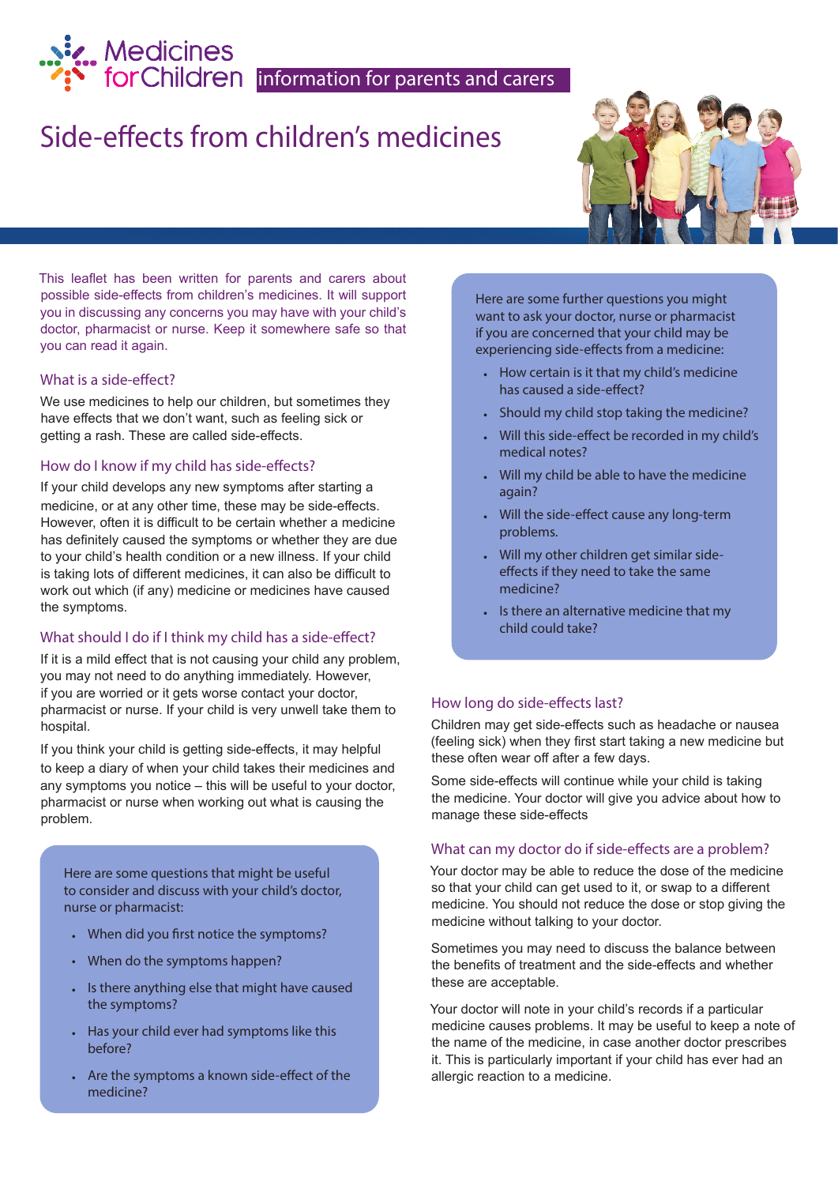Medicines for Children information for parents and carers

# Side-effects from children's medicines

This leaflet has been written for parents and carers about possible side-effects from children's medicines. It will support you in discussing any concerns you may have with your child's doctor, pharmacist or nurse. Keep it somewhere safe so that you can read it again.

## What is a side-effect?

We use medicines to help our children, but sometimes they have effects that we don't want, such as feeling sick or getting a rash. These are called side-effects.

## How do I know if my child has side-effects?

If your child develops any new symptoms after starting a medicine, or at any other time, these may be side-effects. However, often it is difficult to be certain whether a medicine has definitely caused the symptoms or whether they are due to your child's health condition or a new illness. If your child is taking lots of different medicines, it can also be difficult to work out which (if any) medicine or medicines have caused the symptoms.

## What should I do if I think my child has a side-effect?

If it is a mild effect that is not causing your child any problem, you may not need to do anything immediately. However, if you are worried or it gets worse contact your doctor, pharmacist or nurse. If your child is very unwell take them to hospital.

If you think your child is getting side-effects, it may helpful to keep a diary of when your child takes their medicines and any symptoms you notice – this will be useful to your doctor, pharmacist or nurse when working out what is causing the problem.

Here are some questions that might be useful to consider and discuss with your child's doctor, nurse or pharmacist:

- When did you first notice the symptoms?
- When do the symptoms happen?
- Is there anything else that might have caused the symptoms?
- Has your child ever had symptoms like this before?
- Are the symptoms a known side-effect of the medicine?

Here are some further questions you might want to ask your doctor, nurse or pharmacist if you are concerned that your child may be experiencing side-effects from a medicine:

- How certain is it that my child's medicine has caused a side-effect?
- Should my child stop taking the medicine?
- Will this side-effect be recorded in my child's medical notes?
- Will my child be able to have the medicine again?
- Will the side-effect cause any long-term problems.
- Will my other children get similar side-effects if they need to take the same medicine?
- Is there an alternative medicine that my child could take?

## How long do side-effects last?

Children may get side-effects such as headache or nausea (feeling sick) when they first start taking a new medicine but these often wear off after a few days.

Some side-effects will continue while your child is taking the medicine. Your doctor will give you advice about how to manage these side-effects

## What can my doctor do if side-effects are a problem?

Your doctor may be able to reduce the dose of the medicine so that your child can get used to it, or swap to a different medicine. You should not reduce the dose or stop giving the medicine without talking to your doctor.

Sometimes you may need to discuss the balance between the benefits of treatment and the side-effects and whether these are acceptable.

Your doctor will note in your child's records if a particular medicine causes problems. It may be useful to keep a note of the name of the medicine, in case another doctor prescribes it. This is particularly important if your child has ever had an allergic reaction to a medicine.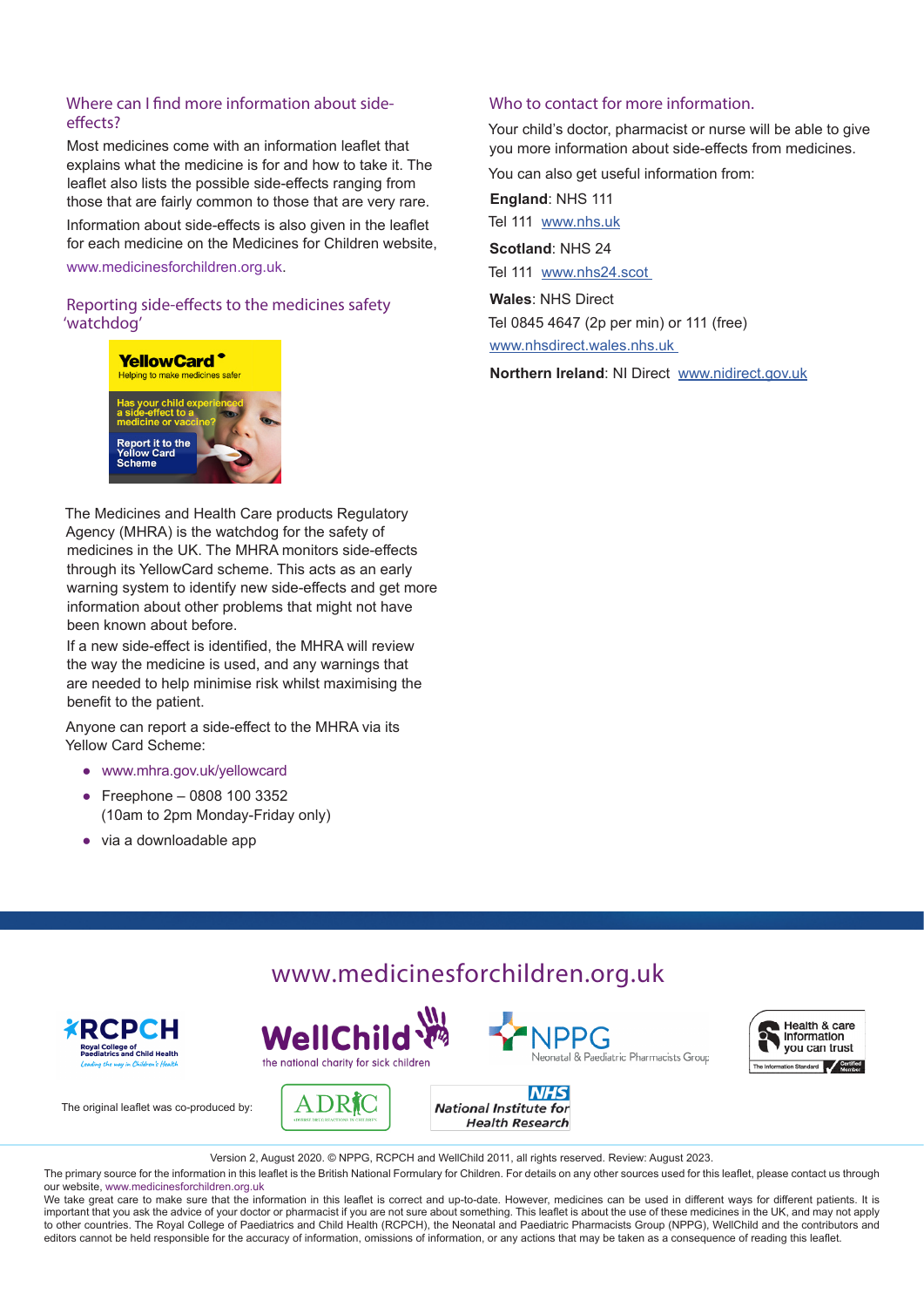## Where can I find more information about side-effects?

Most medicines come with an information leaflet that explains what the medicine is for and how to take it. The leaflet also lists the possible side-effects ranging from those that are fairly common to those that are very rare.

Information about side-effects is also given in the leaflet for each medicine on the Medicines for Children website, www.medicinesforchildren.org.uk.

## Reporting side-effects to the medicines safety 'watchdog'

YellowCard
Helping to make medicines safer

Has your child experienced a side-effect to a medicine or vaccine?

Report it to the Yellow Card Scheme

The Medicines and Health Care products Regulatory Agency (MHRA) is the watchdog for the safety of medicines in the UK. The MHRA monitors side-effects through its YellowCard scheme. This acts as an early warning system to identify new side-effects and get more information about other problems that might not have been known about before.

If a new side-effect is identified, the MHRA will review the way the medicine is used, and any warnings that are needed to help minimise risk whilst maximising the benefit to the patient.

Anyone can report a side-effect to the MHRA via its Yellow Card Scheme:

- www.mhra.gov.uk/yellowcard
- Freephone – 0808 100 3352 (10am to 2pm Monday-Friday only)
- via a downloadable app

## Who to contact for more information.

Your child's doctor, pharmacist or nurse will be able to give you more information about side-effects from medicines.

You can also get useful information from:

**England**: NHS 111
Tel 111 www.nhs.uk

**Scotland**: NHS 24
Tel 111 www.nhs24.scot

**Wales**: NHS Direct
Tel 0845 4647 (2p per min) or 111 (free)
www.nhsdirect.wales.nhs.uk

**Northern Ireland**: NI Direct www.nidirect.gov.uk

www.medicinesforchildren.org.uk

RCPCH Royal College of Paediatrics and Child Health — Leading the way in Children's Health

WellChild — the national charity for sick children

NPPG Neonatal & Paediatric Pharmacists Group

Health & care information you can trust — The Information Standard — Certified Member

The original leaflet was co-produced by: ADRIC — NHS National Institute for Health Research

Version 2, August 2020. © NPPG, RCPCH and WellChild 2011, all rights reserved. Review: August 2023.

The primary source for the information in this leaflet is the British National Formulary for Children. For details on any other sources used for this leaflet, please contact us through our website, www.medicinesforchildren.org.uk

We take great care to make sure that the information in this leaflet is correct and up-to-date. However, medicines can be used in different ways for different patients. It is important that you ask the advice of your doctor or pharmacist if you are not sure about something. This leaflet is about the use of these medicines in the UK, and may not apply to other countries. The Royal College of Paediatrics and Child Health (RCPCH), the Neonatal and Paediatric Pharmacists Group (NPPG), WellChild and the contributors and editors cannot be held responsible for the accuracy of information, omissions of information, or any actions that may be taken as a consequence of reading this leaflet.